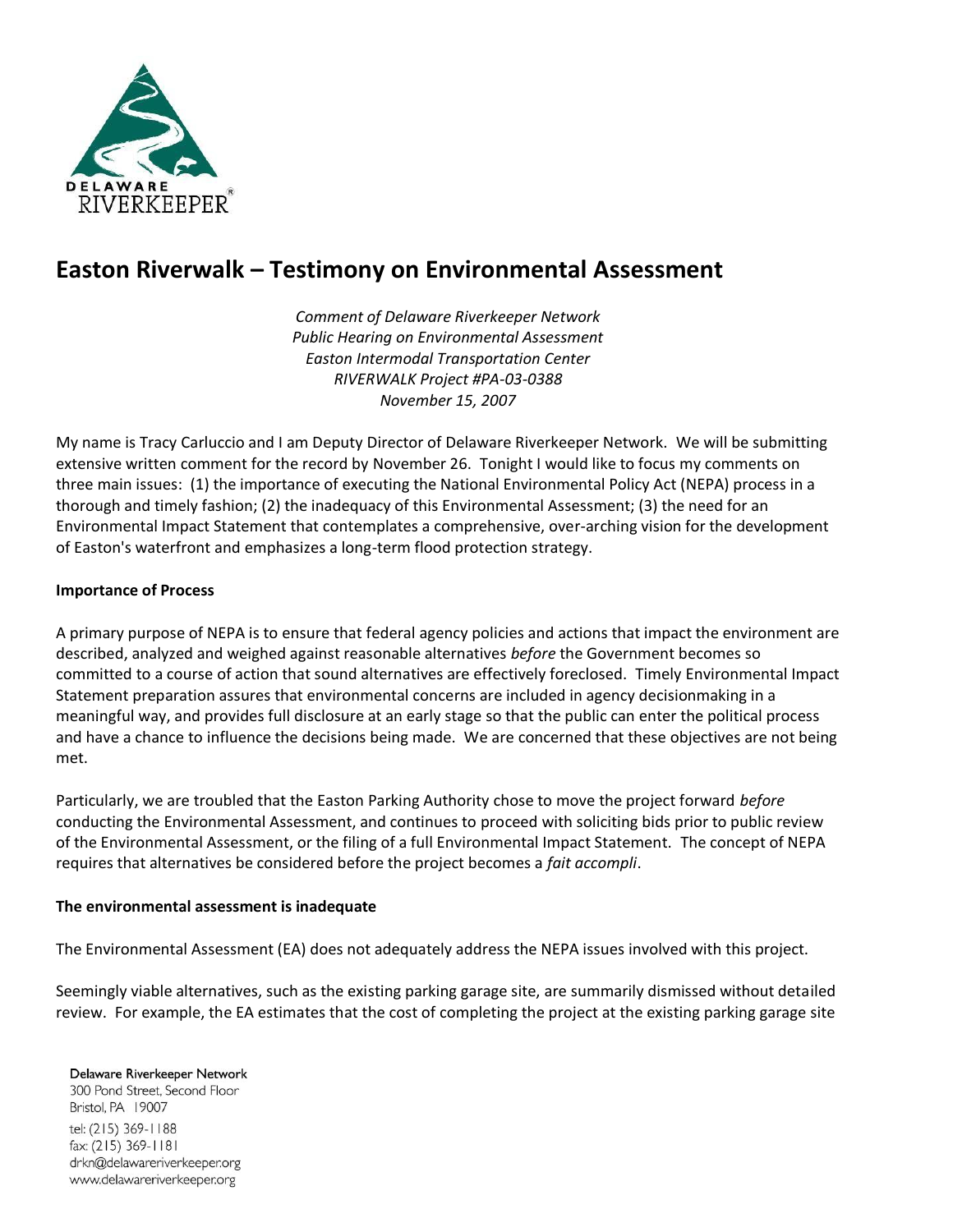# Easton Riverwalk – Testimony on Environmental Assessment

*Comment of Delaware Riverkeeper Network*
*Public Hearing on Environmental Assessment*
*Easton Intermodal Transportation Center*
*RIVERWALK Project #PA-03-0388*
*November 15, 2007*

My name is Tracy Carluccio and I am Deputy Director of Delaware Riverkeeper Network. We will be submitting extensive written comment for the record by November 26. Tonight I would like to focus my comments on three main issues: (1) the importance of executing the National Environmental Policy Act (NEPA) process in a thorough and timely fashion; (2) the inadequacy of this Environmental Assessment; (3) the need for an Environmental Impact Statement that contemplates a comprehensive, over-arching vision for the development of Easton's waterfront and emphasizes a long-term flood protection strategy.

**Importance of Process**

A primary purpose of NEPA is to ensure that federal agency policies and actions that impact the environment are described, analyzed and weighed against reasonable alternatives *before* the Government becomes so committed to a course of action that sound alternatives are effectively foreclosed. Timely Environmental Impact Statement preparation assures that environmental concerns are included in agency decisionmaking in a meaningful way, and provides full disclosure at an early stage so that the public can enter the political process and have a chance to influence the decisions being made. We are concerned that these objectives are not being met.

Particularly, we are troubled that the Easton Parking Authority chose to move the project forward *before* conducting the Environmental Assessment, and continues to proceed with soliciting bids prior to public review of the Environmental Assessment, or the filing of a full Environmental Impact Statement. The concept of NEPA requires that alternatives be considered before the project becomes a *fait accompli*.

**The environmental assessment is inadequate**

The Environmental Assessment (EA) does not adequately address the NEPA issues involved with this project.

Seemingly viable alternatives, such as the existing parking garage site, are summarily dismissed without detailed review. For example, the EA estimates that the cost of completing the project at the existing parking garage site

Delaware Riverkeeper Network
300 Pond Street, Second Floor
Bristol, PA 19007
tel: (215) 369-1188
fax: (215) 369-1181
drkn@delawareriverkeeper.org
www.delawareriverkeeper.org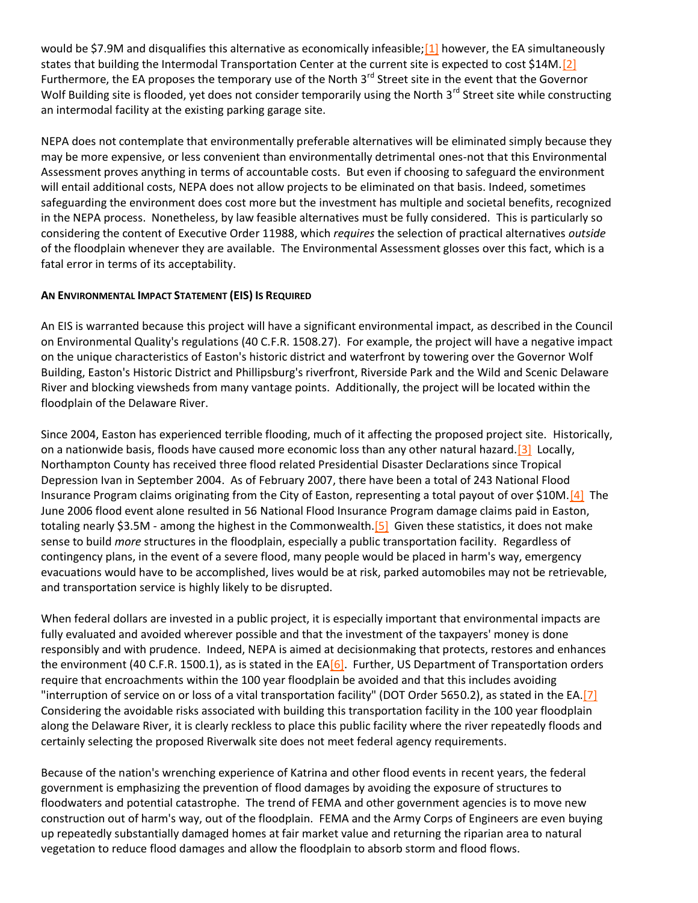would be $7.9M and disqualifies this alternative as economically infeasible;[1] however, the EA simultaneously states that building the Intermodal Transportation Center at the current site is expected to cost $14M.[2] Furthermore, the EA proposes the temporary use of the North 3rd Street site in the event that the Governor Wolf Building site is flooded, yet does not consider temporarily using the North 3rd Street site while constructing an intermodal facility at the existing parking garage site.

NEPA does not contemplate that environmentally preferable alternatives will be eliminated simply because they may be more expensive, or less convenient than environmentally detrimental ones-not that this Environmental Assessment proves anything in terms of accountable costs. But even if choosing to safeguard the environment will entail additional costs, NEPA does not allow projects to be eliminated on that basis. Indeed, sometimes safeguarding the environment does cost more but the investment has multiple and societal benefits, recognized in the NEPA process. Nonetheless, by law feasible alternatives must be fully considered. This is particularly so considering the content of Executive Order 11988, which *requires* the selection of practical alternatives *outside* of the floodplain whenever they are available. The Environmental Assessment glosses over this fact, which is a fatal error in terms of its acceptability.

**AN ENVIRONMENTAL IMPACT STATEMENT (EIS) IS REQUIRED**

An EIS is warranted because this project will have a significant environmental impact, as described in the Council on Environmental Quality's regulations (40 C.F.R. 1508.27). For example, the project will have a negative impact on the unique characteristics of Easton's historic district and waterfront by towering over the Governor Wolf Building, Easton's Historic District and Phillipsburg's riverfront, Riverside Park and the Wild and Scenic Delaware River and blocking viewsheds from many vantage points. Additionally, the project will be located within the floodplain of the Delaware River.

Since 2004, Easton has experienced terrible flooding, much of it affecting the proposed project site. Historically, on a nationwide basis, floods have caused more economic loss than any other natural hazard.[3] Locally, Northampton County has received three flood related Presidential Disaster Declarations since Tropical Depression Ivan in September 2004. As of February 2007, there have been a total of 243 National Flood Insurance Program claims originating from the City of Easton, representing a total payout of over $10M.[4] The June 2006 flood event alone resulted in 56 National Flood Insurance Program damage claims paid in Easton, totaling nearly $3.5M - among the highest in the Commonwealth.[5] Given these statistics, it does not make sense to build *more* structures in the floodplain, especially a public transportation facility. Regardless of contingency plans, in the event of a severe flood, many people would be placed in harm's way, emergency evacuations would have to be accomplished, lives would be at risk, parked automobiles may not be retrievable, and transportation service is highly likely to be disrupted.

When federal dollars are invested in a public project, it is especially important that environmental impacts are fully evaluated and avoided wherever possible and that the investment of the taxpayers' money is done responsibly and with prudence. Indeed, NEPA is aimed at decisionmaking that protects, restores and enhances the environment (40 C.F.R. 1500.1), as is stated in the EA[6]. Further, US Department of Transportation orders require that encroachments within the 100 year floodplain be avoided and that this includes avoiding "interruption of service on or loss of a vital transportation facility" (DOT Order 5650.2), as stated in the EA.[7] Considering the avoidable risks associated with building this transportation facility in the 100 year floodplain along the Delaware River, it is clearly reckless to place this public facility where the river repeatedly floods and certainly selecting the proposed Riverwalk site does not meet federal agency requirements.

Because of the nation's wrenching experience of Katrina and other flood events in recent years, the federal government is emphasizing the prevention of flood damages by avoiding the exposure of structures to floodwaters and potential catastrophe. The trend of FEMA and other government agencies is to move new construction out of harm's way, out of the floodplain. FEMA and the Army Corps of Engineers are even buying up repeatedly substantially damaged homes at fair market value and returning the riparian area to natural vegetation to reduce flood damages and allow the floodplain to absorb storm and flood flows.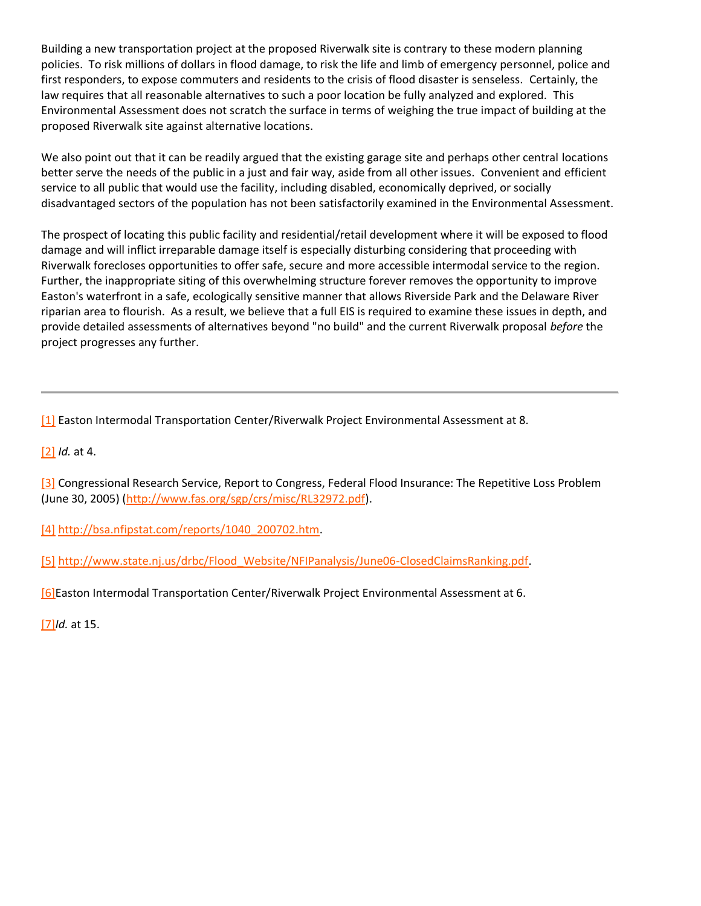Building a new transportation project at the proposed Riverwalk site is contrary to these modern planning policies. To risk millions of dollars in flood damage, to risk the life and limb of emergency personnel, police and first responders, to expose commuters and residents to the crisis of flood disaster is senseless. Certainly, the law requires that all reasonable alternatives to such a poor location be fully analyzed and explored. This Environmental Assessment does not scratch the surface in terms of weighing the true impact of building at the proposed Riverwalk site against alternative locations.

We also point out that it can be readily argued that the existing garage site and perhaps other central locations better serve the needs of the public in a just and fair way, aside from all other issues. Convenient and efficient service to all public that would use the facility, including disabled, economically deprived, or socially disadvantaged sectors of the population has not been satisfactorily examined in the Environmental Assessment.

The prospect of locating this public facility and residential/retail development where it will be exposed to flood damage and will inflict irreparable damage itself is especially disturbing considering that proceeding with Riverwalk forecloses opportunities to offer safe, secure and more accessible intermodal service to the region. Further, the inappropriate siting of this overwhelming structure forever removes the opportunity to improve Easton's waterfront in a safe, ecologically sensitive manner that allows Riverside Park and the Delaware River riparian area to flourish. As a result, we believe that a full EIS is required to examine these issues in depth, and provide detailed assessments of alternatives beyond "no build" and the current Riverwalk proposal *before* the project progresses any further.

---

[1] Easton Intermodal Transportation Center/Riverwalk Project Environmental Assessment at 8.

[2] *Id.* at 4.

[3] Congressional Research Service, Report to Congress, Federal Flood Insurance: The Repetitive Loss Problem (June 30, 2005) (http://www.fas.org/sgp/crs/misc/RL32972.pdf).

[4] http://bsa.nfipstat.com/reports/1040_200702.htm.

[5] http://www.state.nj.us/drbc/Flood_Website/NFIPanalysis/June06-ClosedClaimsRanking.pdf.

[6] Easton Intermodal Transportation Center/Riverwalk Project Environmental Assessment at 6.

[7] *Id.* at 15.